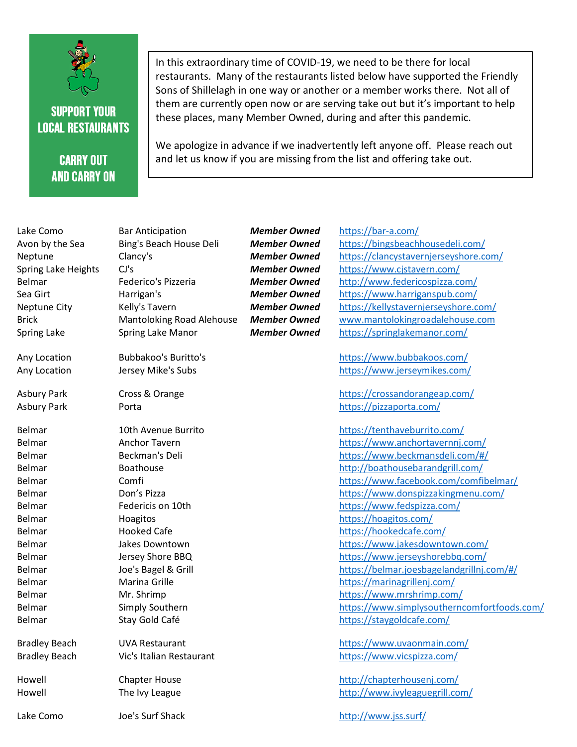## SUPPORT YOUR LOCAL RESTAURANTS

## CARRY OUT AND CARRY ON

In this extraordinary time of COVID-19, we need to be there for local restaurants. Many of the restaurants listed below have supported the Friendly Sons of Shillelagh in one way or another or a member works there. Not all of them are currently open now or are serving take out but it's important to help these places, many Member Owned, during and after this pandemic.

We apologize in advance if we inadvertently left anyone off. Please reach out and let us know if you are missing from the list and offering take out.

| Location | Restaurant | | Website |
|---|---|---|---|
| Lake Como | Bar Anticipation | ***Member Owned*** | https://bar-a.com/ |
| Avon by the Sea | Bing's Beach House Deli | ***Member Owned*** | https://bingsbeachhousedeli.com/ |
| Neptune | Clancy's | ***Member Owned*** | https://clancystavernjerseyshore.com/ |
| Spring Lake Heights | CJ's | ***Member Owned*** | https://www.cjstavern.com/ |
| Belmar | Federico's Pizzeria | ***Member Owned*** | http://www.federicospizza.com/ |
| Sea Girt | Harrigan's | ***Member Owned*** | https://www.harriganspub.com/ |
| Neptune City | Kelly's Tavern | ***Member Owned*** | https://kellystavernjerseyshore.com/ |
| Brick | Mantoloking Road Alehouse | ***Member Owned*** | www.mantolokingroadalehouse.com |
| Spring Lake | Spring Lake Manor | ***Member Owned*** | https://springlakemanor.com/ |
| Any Location | Bubbakoo's Buritto's | | https://www.bubbakoos.com/ |
| Any Location | Jersey Mike's Subs | | https://www.jerseymikes.com/ |
| Asbury Park | Cross & Orange | | https://crossandorangeap.com/ |
| Asbury Park | Porta | | https://pizzaporta.com/ |
| Belmar | 10th Avenue Burrito | | https://tenthaveburrito.com/ |
| Belmar | Anchor Tavern | | https://www.anchortavernnj.com/ |
| Belmar | Beckman's Deli | | https://www.beckmansdeli.com/#/ |
| Belmar | Boathouse | | http://boathousebarandgrill.com/ |
| Belmar | Comfi | | https://www.facebook.com/comfibelmar/ |
| Belmar | Don's Pizza | | https://www.donspizzakingmenu.com/ |
| Belmar | Federicis on 10th | | https://www.fedspizza.com/ |
| Belmar | Hoagitos | | https://hoagitos.com/ |
| Belmar | Hooked Cafe | | https://hookedcafe.com/ |
| Belmar | Jakes Downtown | | https://www.jakesdowntown.com/ |
| Belmar | Jersey Shore BBQ | | https://www.jerseyshorebbq.com/ |
| Belmar | Joe's Bagel & Grill | | https://belmar.joesbagelandgrillnj.com/#/ |
| Belmar | Marina Grille | | https://marinagrillenj.com/ |
| Belmar | Mr. Shrimp | | https://www.mrshrimp.com/ |
| Belmar | Simply Southern | | https://www.simplysoutherncomfortfoods.com/ |
| Belmar | Stay Gold Café | | https://staygoldcafe.com/ |
| Bradley Beach | UVA Restaurant | | https://www.uvaonmain.com/ |
| Bradley Beach | Vic's Italian Restaurant | | https://www.vicspizza.com/ |
| Howell | Chapter House | | http://chapterhousenj.com/ |
| Howell | The Ivy League | | http://www.ivyleaguegrill.com/ |
| Lake Como | Joe's Surf Shack | | http://www.jss.surf/ |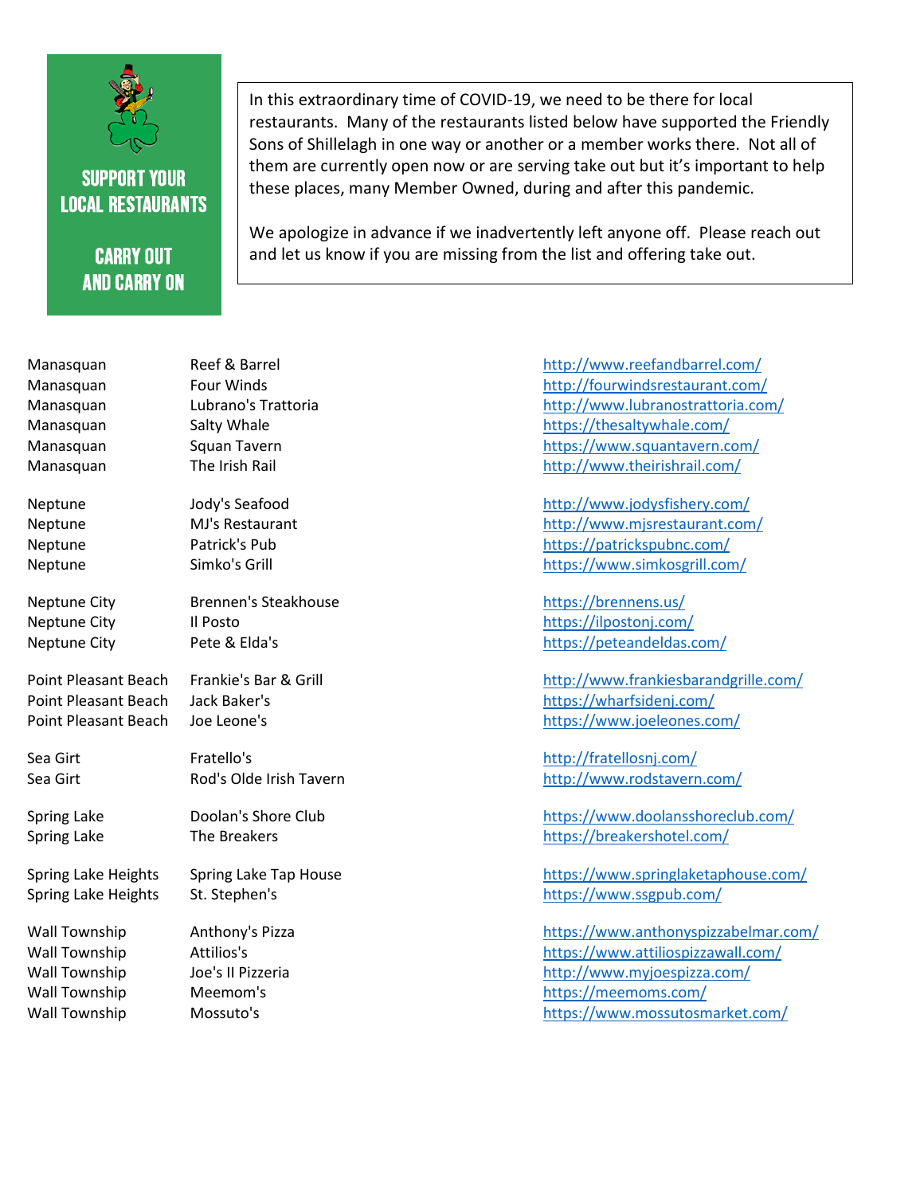**SUPPORT YOUR LOCAL RESTAURANTS**

**CARRY OUT AND CARRY ON**

In this extraordinary time of COVID-19, we need to be there for local restaurants. Many of the restaurants listed below have supported the Friendly Sons of Shillelagh in one way or another or a member works there. Not all of them are currently open now or are serving take out but it's important to help these places, many Member Owned, during and after this pandemic.

We apologize in advance if we inadvertently left anyone off. Please reach out and let us know if you are missing from the list and offering take out.

| | | |
|---|---|---|
| Manasquan | Reef & Barrel | http://www.reefandbarrel.com/ |
| Manasquan | Four Winds | http://fourwindsrestaurant.com/ |
| Manasquan | Lubrano's Trattoria | http://www.lubranostrattoria.com/ |
| Manasquan | Salty Whale | https://thesaltywhale.com/ |
| Manasquan | Squan Tavern | https://www.squantavern.com/ |
| Manasquan | The Irish Rail | http://www.theirishrail.com/ |
| Neptune | Jody's Seafood | http://www.jodysfishery.com/ |
| Neptune | MJ's Restaurant | http://www.mjsrestaurant.com/ |
| Neptune | Patrick's Pub | https://patrickspubnc.com/ |
| Neptune | Simko's Grill | https://www.simkosgrill.com/ |
| Neptune City | Brennen's Steakhouse | https://brennens.us/ |
| Neptune City | Il Posto | https://ilpostonj.com/ |
| Neptune City | Pete & Elda's | https://peteandeldas.com/ |
| Point Pleasant Beach | Frankie's Bar & Grill | http://www.frankiesbarandgrille.com/ |
| Point Pleasant Beach | Jack Baker's | https://wharfsidenj.com/ |
| Point Pleasant Beach | Joe Leone's | https://www.joeleones.com/ |
| Sea Girt | Fratello's | http://fratellosnj.com/ |
| Sea Girt | Rod's Olde Irish Tavern | http://www.rodstavern.com/ |
| Spring Lake | Doolan's Shore Club | https://www.doolansshoreclub.com/ |
| Spring Lake | The Breakers | https://breakershotel.com/ |
| Spring Lake Heights | Spring Lake Tap House | https://www.springlaketaphouse.com/ |
| Spring Lake Heights | St. Stephen's | https://www.ssgpub.com/ |
| Wall Township | Anthony's Pizza | https://www.anthonyspizzabelmar.com/ |
| Wall Township | Attilios's | https://www.attiliospizzawall.com/ |
| Wall Township | Joe's II Pizzeria | http://www.myjoespizza.com/ |
| Wall Township | Meemom's | https://meemoms.com/ |
| Wall Township | Mossuto's | https://www.mossutosmarket.com/ |